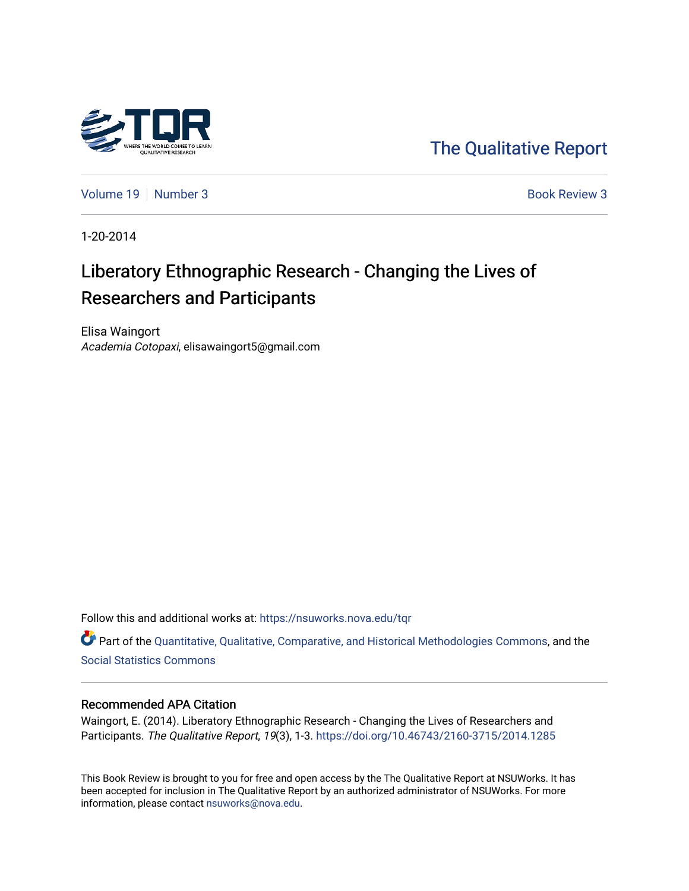The Qualitative Report

Volume 19 | Number 3 | Book Review 3

1-20-2014

# Liberatory Ethnographic Research - Changing the Lives of Researchers and Participants

Elisa Waingort
*Academia Cotopaxi*, elisawaingort5@gmail.com

Follow this and additional works at: https://nsuworks.nova.edu/tqr

Part of the Quantitative, Qualitative, Comparative, and Historical Methodologies Commons, and the Social Statistics Commons

### Recommended APA Citation

Waingort, E. (2014). Liberatory Ethnographic Research - Changing the Lives of Researchers and Participants. *The Qualitative Report*, *19*(3), 1-3. https://doi.org/10.46743/2160-3715/2014.1285

This Book Review is brought to you for free and open access by the The Qualitative Report at NSUWorks. It has been accepted for inclusion in The Qualitative Report by an authorized administrator of NSUWorks. For more information, please contact nsuworks@nova.edu.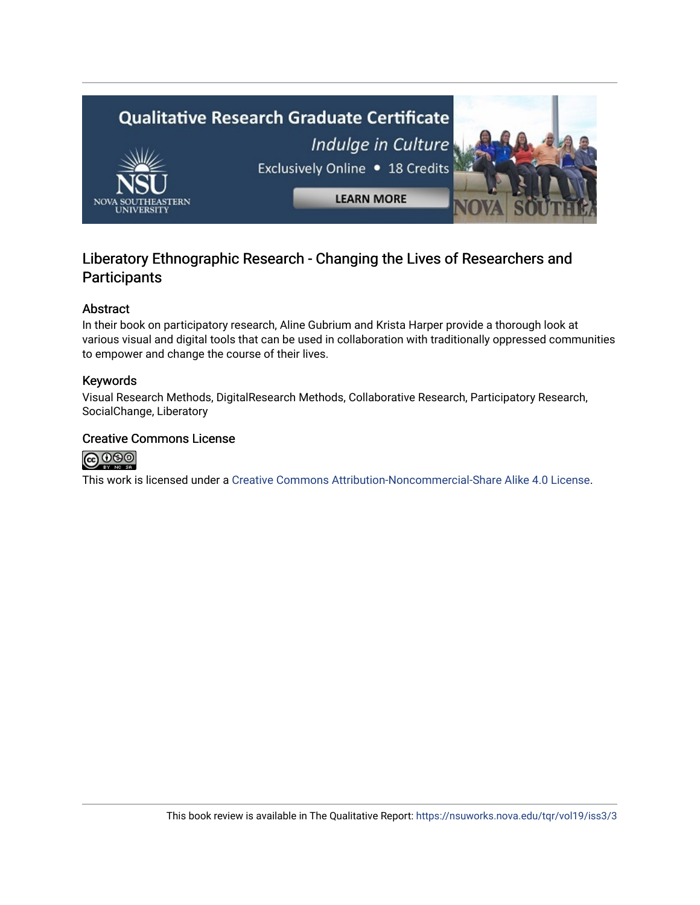## Liberatory Ethnographic Research - Changing the Lives of Researchers and Participants

### Abstract

In their book on participatory research, Aline Gubrium and Krista Harper provide a thorough look at various visual and digital tools that can be used in collaboration with traditionally oppressed communities to empower and change the course of their lives.

### Keywords

Visual Research Methods, DigitalResearch Methods, Collaborative Research, Participatory Research, SocialChange, Liberatory

### Creative Commons License

This work is licensed under a Creative Commons Attribution-Noncommercial-Share Alike 4.0 License.

This book review is available in The Qualitative Report: https://nsuworks.nova.edu/tqr/vol19/iss3/3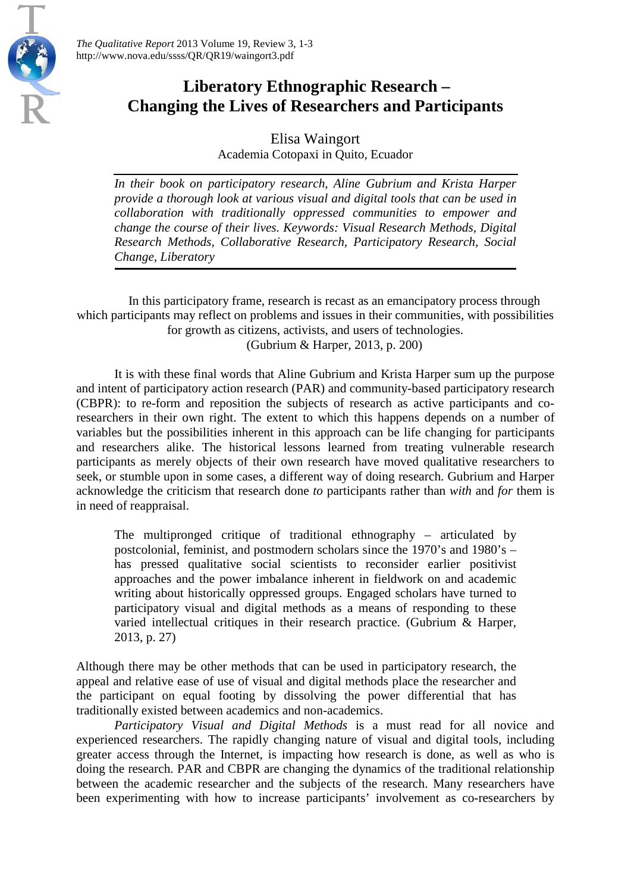# Liberatory Ethnographic Research – Changing the Lives of Researchers and Participants

Elisa Waingort
Academia Cotopaxi in Quito, Ecuador

*In their book on participatory research, Aline Gubrium and Krista Harper provide a thorough look at various visual and digital tools that can be used in collaboration with traditionally oppressed communities to empower and change the course of their lives. Keywords: Visual Research Methods, Digital Research Methods, Collaborative Research, Participatory Research, Social Change, Liberatory*

In this participatory frame, research is recast as an emancipatory process through which participants may reflect on problems and issues in their communities, with possibilities for growth as citizens, activists, and users of technologies.
(Gubrium & Harper, 2013, p. 200)

It is with these final words that Aline Gubrium and Krista Harper sum up the purpose and intent of participatory action research (PAR) and community-based participatory research (CBPR): to re-form and reposition the subjects of research as active participants and co-researchers in their own right. The extent to which this happens depends on a number of variables but the possibilities inherent in this approach can be life changing for participants and researchers alike. The historical lessons learned from treating vulnerable research participants as merely objects of their own research have moved qualitative researchers to seek, or stumble upon in some cases, a different way of doing research. Gubrium and Harper acknowledge the criticism that research done *to* participants rather than *with* and *for* them is in need of reappraisal.

> The multipronged critique of traditional ethnography – articulated by postcolonial, feminist, and postmodern scholars since the 1970's and 1980's – has pressed qualitative social scientists to reconsider earlier positivist approaches and the power imbalance inherent in fieldwork on and academic writing about historically oppressed groups. Engaged scholars have turned to participatory visual and digital methods as a means of responding to these varied intellectual critiques in their research practice. (Gubrium & Harper, 2013, p. 27)

Although there may be other methods that can be used in participatory research, the appeal and relative ease of use of visual and digital methods place the researcher and the participant on equal footing by dissolving the power differential that has traditionally existed between academics and non-academics.

*Participatory Visual and Digital Methods* is a must read for all novice and experienced researchers. The rapidly changing nature of visual and digital tools, including greater access through the Internet, is impacting how research is done, as well as who is doing the research. PAR and CBPR are changing the dynamics of the traditional relationship between the academic researcher and the subjects of the research. Many researchers have been experimenting with how to increase participants' involvement as co-researchers by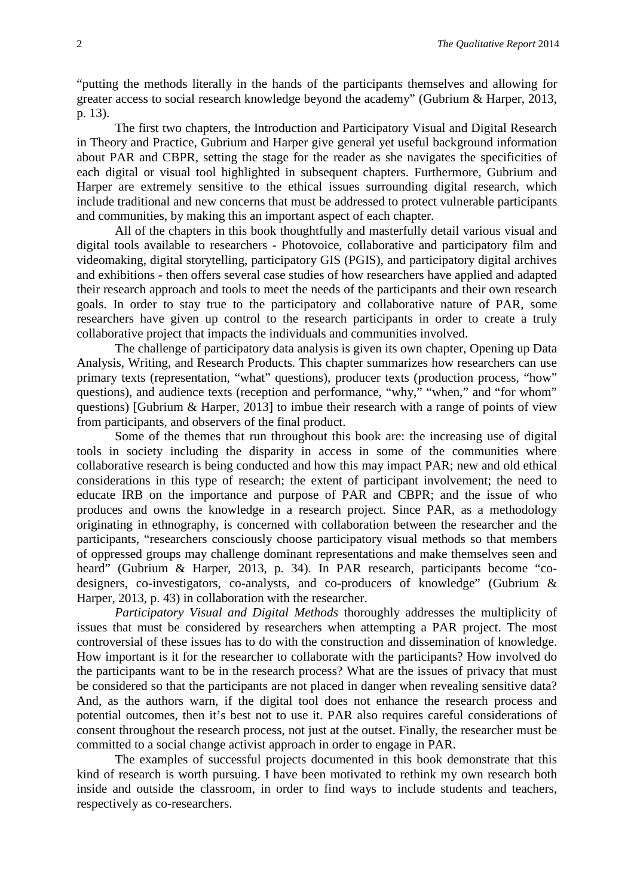"putting the methods literally in the hands of the participants themselves and allowing for greater access to social research knowledge beyond the academy" (Gubrium & Harper, 2013, p. 13).

The first two chapters, the Introduction and Participatory Visual and Digital Research in Theory and Practice, Gubrium and Harper give general yet useful background information about PAR and CBPR, setting the stage for the reader as she navigates the specificities of each digital or visual tool highlighted in subsequent chapters. Furthermore, Gubrium and Harper are extremely sensitive to the ethical issues surrounding digital research, which include traditional and new concerns that must be addressed to protect vulnerable participants and communities, by making this an important aspect of each chapter.

All of the chapters in this book thoughtfully and masterfully detail various visual and digital tools available to researchers - Photovoice, collaborative and participatory film and videomaking, digital storytelling, participatory GIS (PGIS), and participatory digital archives and exhibitions - then offers several case studies of how researchers have applied and adapted their research approach and tools to meet the needs of the participants and their own research goals. In order to stay true to the participatory and collaborative nature of PAR, some researchers have given up control to the research participants in order to create a truly collaborative project that impacts the individuals and communities involved.

The challenge of participatory data analysis is given its own chapter, Opening up Data Analysis, Writing, and Research Products. This chapter summarizes how researchers can use primary texts (representation, "what" questions), producer texts (production process, "how" questions), and audience texts (reception and performance, "why," "when," and "for whom" questions) [Gubrium & Harper, 2013] to imbue their research with a range of points of view from participants, and observers of the final product.

Some of the themes that run throughout this book are: the increasing use of digital tools in society including the disparity in access in some of the communities where collaborative research is being conducted and how this may impact PAR; new and old ethical considerations in this type of research; the extent of participant involvement; the need to educate IRB on the importance and purpose of PAR and CBPR; and the issue of who produces and owns the knowledge in a research project. Since PAR, as a methodology originating in ethnography, is concerned with collaboration between the researcher and the participants, "researchers consciously choose participatory visual methods so that members of oppressed groups may challenge dominant representations and make themselves seen and heard" (Gubrium & Harper, 2013, p. 34). In PAR research, participants become "co-designers, co-investigators, co-analysts, and co-producers of knowledge" (Gubrium & Harper, 2013, p. 43) in collaboration with the researcher.

*Participatory Visual and Digital Methods* thoroughly addresses the multiplicity of issues that must be considered by researchers when attempting a PAR project. The most controversial of these issues has to do with the construction and dissemination of knowledge. How important is it for the researcher to collaborate with the participants? How involved do the participants want to be in the research process? What are the issues of privacy that must be considered so that the participants are not placed in danger when revealing sensitive data? And, as the authors warn, if the digital tool does not enhance the research process and potential outcomes, then it's best not to use it. PAR also requires careful considerations of consent throughout the research process, not just at the outset. Finally, the researcher must be committed to a social change activist approach in order to engage in PAR.

The examples of successful projects documented in this book demonstrate that this kind of research is worth pursuing. I have been motivated to rethink my own research both inside and outside the classroom, in order to find ways to include students and teachers, respectively as co-researchers.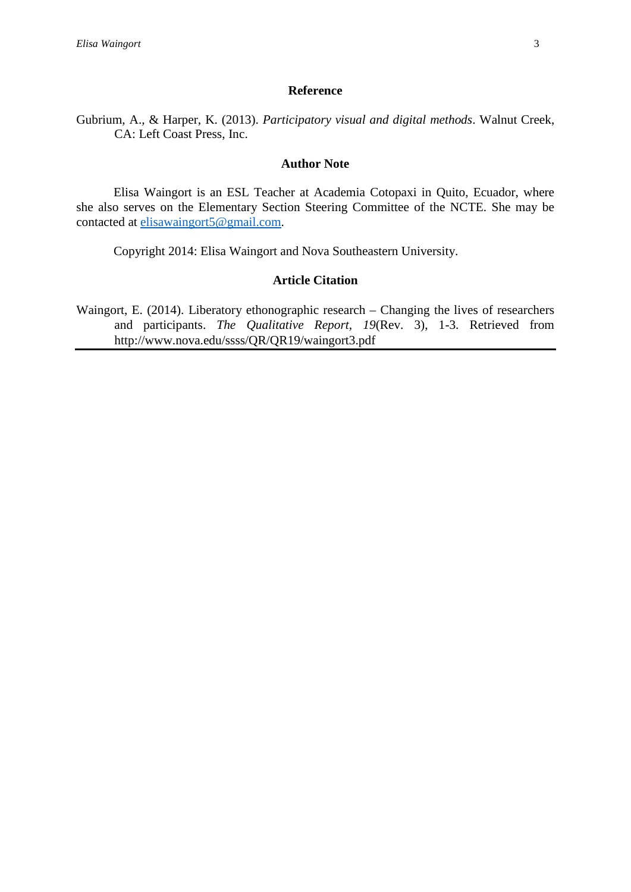## Reference

Gubrium, A., & Harper, K. (2013). *Participatory visual and digital methods*. Walnut Creek, CA: Left Coast Press, Inc.

## Author Note

Elisa Waingort is an ESL Teacher at Academia Cotopaxi in Quito, Ecuador, where she also serves on the Elementary Section Steering Committee of the NCTE. She may be contacted at elisawaingort5@gmail.com.

Copyright 2014: Elisa Waingort and Nova Southeastern University.

## Article Citation

Waingort, E. (2014). Liberatory ethonographic research – Changing the lives of researchers and participants. *The Qualitative Report*, *19*(Rev. 3), 1-3. Retrieved from http://www.nova.edu/ssss/QR/QR19/waingort3.pdf